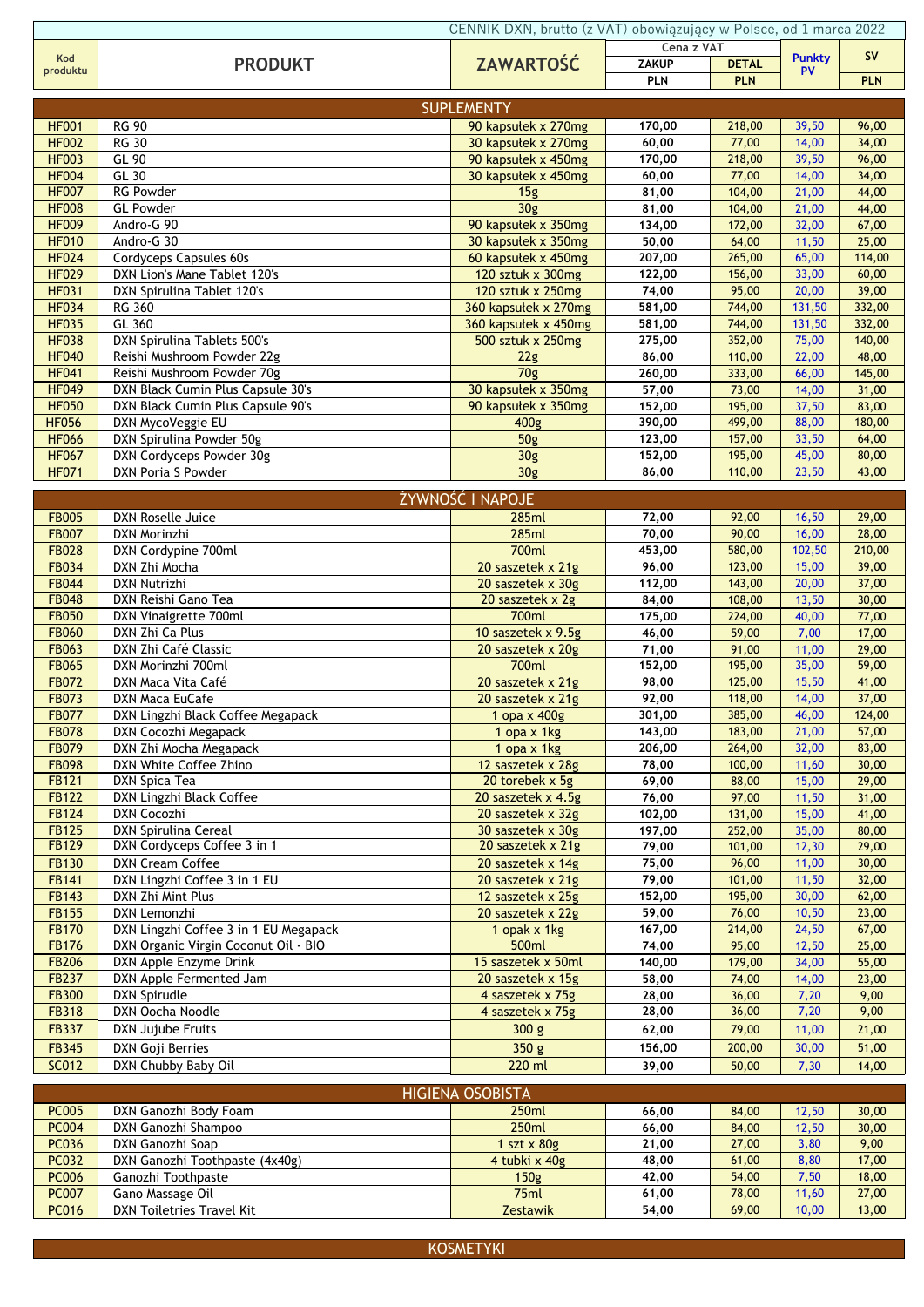CENNIK DXN, brutto (z VAT) obowiązujący w Polsce, od 1 marca 2022

| Kod produktu | PRODUKT | ZAWARTOŚĆ | Cena z VAT | | Punkty PV | SV |
|---|---|---|---|---|---|---|
| | | | ZAKUP | DETAL | | |
| | | | PLN | PLN | | PLN |
| **SUPLEMENTY** | | | | | | |
| HF001 | RG 90 | 90 kapsułek x 270mg | 170,00 | 218,00 | 39,50 | 96,00 |
| HF002 | RG 30 | 30 kapsułek x 270mg | 60,00 | 77,00 | 14,00 | 34,00 |
| HF003 | GL 90 | 90 kapsułek x 450mg | 170,00 | 218,00 | 39,50 | 96,00 |
| HF004 | GL 30 | 30 kapsułek x 450mg | 60,00 | 77,00 | 14,00 | 34,00 |
| HF007 | RG Powder | 15g | 81,00 | 104,00 | 21,00 | 44,00 |
| HF008 | GL Powder | 30g | 81,00 | 104,00 | 21,00 | 44,00 |
| HF009 | Andro-G 90 | 90 kapsułek x 350mg | 134,00 | 172,00 | 32,00 | 67,00 |
| HF010 | Andro-G 30 | 30 kapsułek x 350mg | 50,00 | 64,00 | 11,50 | 25,00 |
| HF024 | Cordyceps Capsules 60s | 60 kapsułek x 450mg | 207,00 | 265,00 | 65,00 | 114,00 |
| HF029 | DXN Lion's Mane Tablet 120's | 120 sztuk x 300mg | 122,00 | 156,00 | 33,00 | 60,00 |
| HF031 | DXN Spirulina Tablet 120's | 120 sztuk x 250mg | 74,00 | 95,00 | 20,00 | 39,00 |
| HF034 | RG 360 | 360 kapsułek x 270mg | 581,00 | 744,00 | 131,50 | 332,00 |
| HF035 | GL 360 | 360 kapsułek x 450mg | 581,00 | 744,00 | 131,50 | 332,00 |
| HF038 | DXN Spirulina Tablets 500's | 500 sztuk x 250mg | 275,00 | 352,00 | 75,00 | 140,00 |
| HF040 | Reishi Mushroom Powder 22g | 22g | 86,00 | 110,00 | 22,00 | 48,00 |
| HF041 | Reishi Mushroom Powder 70g | 70g | 260,00 | 333,00 | 66,00 | 145,00 |
| HF049 | DXN Black Cumin Plus Capsule 30's | 30 kapsułek x 350mg | 57,00 | 73,00 | 14,00 | 31,00 |
| HF050 | DXN Black Cumin Plus Capsule 90's | 90 kapsułek x 350mg | 152,00 | 195,00 | 37,50 | 83,00 |
| HF056 | DXN MycoVeggie EU | 400g | 390,00 | 499,00 | 88,00 | 180,00 |
| HF066 | DXN Spirulina Powder 50g | 50g | 123,00 | 157,00 | 33,50 | 64,00 |
| HF067 | DXN Cordyceps Powder 30g | 30g | 152,00 | 195,00 | 45,00 | 80,00 |
| HF071 | DXN Poria S Powder | 30g | 86,00 | 110,00 | 23,50 | 43,00 |
| **ŻYWNOŚĆ I NAPOJE** | | | | | | |
| FB005 | DXN Roselle Juice | 285ml | 72,00 | 92,00 | 16,50 | 29,00 |
| FB007 | DXN Morinzhi | 285ml | 70,00 | 90,00 | 16,00 | 28,00 |
| FB028 | DXN Cordypine 700ml | 700ml | 453,00 | 580,00 | 102,50 | 210,00 |
| FB034 | DXN Zhi Mocha | 20 saszetek x 21g | 96,00 | 123,00 | 15,00 | 39,00 |
| FB044 | DXN Nutrizhi | 20 saszetek x 30g | 112,00 | 143,00 | 20,00 | 37,00 |
| FB048 | DXN Reishi Gano Tea | 20 saszetek x 2g | 84,00 | 108,00 | 13,50 | 30,00 |
| FB050 | DXN Vinaigrette 700ml | 700ml | 175,00 | 224,00 | 40,00 | 77,00 |
| FB060 | DXN Zhi Ca Plus | 10 saszetek x 9.5g | 46,00 | 59,00 | 7,00 | 17,00 |
| FB063 | DXN Zhi Café Classic | 20 saszetek x 20g | 71,00 | 91,00 | 11,00 | 29,00 |
| FB065 | DXN Morinzhi 700ml | 700ml | 152,00 | 195,00 | 35,00 | 59,00 |
| FB072 | DXN Maca Vita Café | 20 saszetek x 21g | 98,00 | 125,00 | 15,50 | 41,00 |
| FB073 | DXN Maca EuCafe | 20 saszetek x 21g | 92,00 | 118,00 | 14,00 | 37,00 |
| FB077 | DXN Lingzhi Black Coffee Megapack | 1 opa x 400g | 301,00 | 385,00 | 46,00 | 124,00 |
| FB078 | DXN Cocozhi Megapack | 1 opa x 1kg | 143,00 | 183,00 | 21,00 | 57,00 |
| FB079 | DXN Zhi Mocha Megapack | 1 opa x 1kg | 206,00 | 264,00 | 32,00 | 83,00 |
| FB098 | DXN White Coffee Zhino | 12 saszetek x 28g | 78,00 | 100,00 | 11,60 | 30,00 |
| FB121 | DXN Spica Tea | 20 torebek x 5g | 69,00 | 88,00 | 15,00 | 29,00 |
| FB122 | DXN Lingzhi Black Coffee | 20 saszetek x 4.5g | 76,00 | 97,00 | 11,50 | 31,00 |
| FB124 | DXN Cocozhi | 20 saszetek x 32g | 102,00 | 131,00 | 15,00 | 41,00 |
| FB125 | DXN Spirulina Cereal | 30 saszetek x 30g | 197,00 | 252,00 | 35,00 | 80,00 |
| FB129 | DXN Cordyceps Coffee 3 in 1 | 20 saszetek x 21g | 79,00 | 101,00 | 12,30 | 29,00 |
| FB130 | DXN Cream Coffee | 20 saszetek x 14g | 75,00 | 96,00 | 11,00 | 30,00 |
| FB141 | DXN Lingzhi Coffee 3 in 1 EU | 20 saszetek x 21g | 79,00 | 101,00 | 11,50 | 32,00 |
| FB143 | DXN Zhi Mint Plus | 12 saszetek x 25g | 152,00 | 195,00 | 30,00 | 62,00 |
| FB155 | DXN Lemonzhi | 20 saszetek x 22g | 59,00 | 76,00 | 10,50 | 23,00 |
| FB170 | DXN Lingzhi Coffee 3 in 1 EU Megapack | 1 opak x 1kg | 167,00 | 214,00 | 24,50 | 67,00 |
| FB176 | DXN Organic Virgin Coconut Oil - BIO | 500ml | 74,00 | 95,00 | 12,50 | 25,00 |
| FB206 | DXN Apple Enzyme Drink | 15 saszetek x 50ml | 140,00 | 179,00 | 34,00 | 55,00 |
| FB237 | DXN Apple Fermented Jam | 20 saszetek x 15g | 58,00 | 74,00 | 14,00 | 23,00 |
| FB300 | DXN Spirudle | 4 saszetek x 75g | 28,00 | 36,00 | 7,20 | 9,00 |
| FB318 | DXN Oocha Noodle | 4 saszetek x 75g | 28,00 | 36,00 | 7,20 | 9,00 |
| FB337 | DXN Jujube Fruits | 300 g | 62,00 | 79,00 | 11,00 | 21,00 |
| FB345 | DXN Goji Berries | 350 g | 156,00 | 200,00 | 30,00 | 51,00 |
| SC012 | DXN Chubby Baby Oil | 220 ml | 39,00 | 50,00 | 7,30 | 14,00 |
| **HIGIENA OSOBISTA** | | | | | | |
| PC005 | DXN Ganozhi Body Foam | 250ml | 66,00 | 84,00 | 12,50 | 30,00 |
| PC004 | DXN Ganozhi Shampoo | 250ml | 66,00 | 84,00 | 12,50 | 30,00 |
| PC036 | DXN Ganozhi Soap | 1 szt x 80g | 21,00 | 27,00 | 3,80 | 9,00 |
| PC032 | DXN Ganozhi Toothpaste (4x40g) | 4 tubki x 40g | 48,00 | 61,00 | 8,80 | 17,00 |
| PC006 | Ganozhi Toothpaste | 150g | 42,00 | 54,00 | 7,50 | 18,00 |
| PC007 | Gano Massage Oil | 75ml | 61,00 | 78,00 | 11,60 | 27,00 |
| PC016 | DXN Toiletries Travel Kit | Zestawik | 54,00 | 69,00 | 10,00 | 13,00 |

**KOSMETYKI**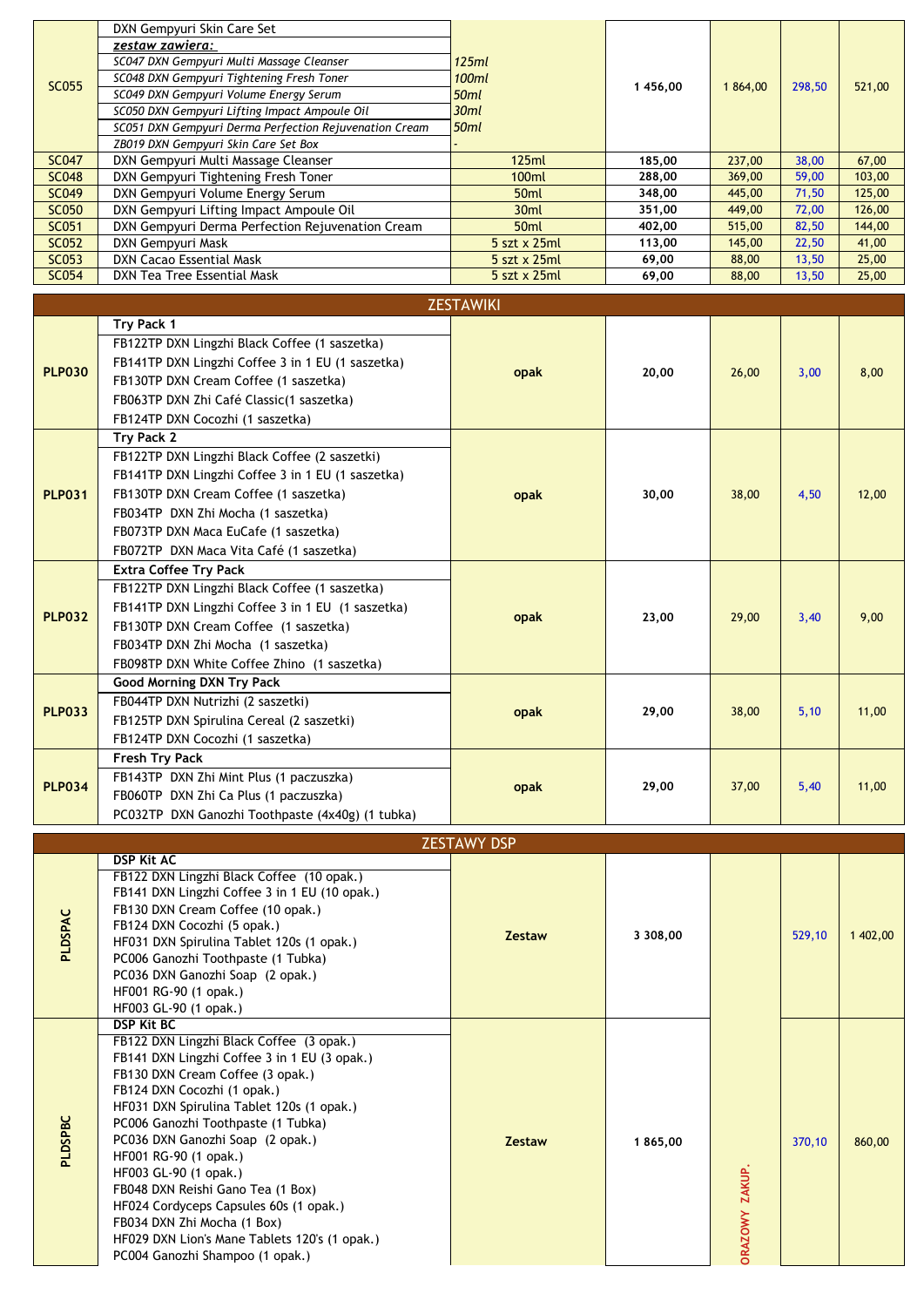| | | | | | | |
|---|---|---|---|---|---|---|
| SC055 | DXN Gempyuri Skin Care Set<br>***zestaw zawiera:***<br>*SC047 DXN Gempyuri Multi Massage Cleanser*<br>*SC048 DXN Gempyuri Tightening Fresh Toner*<br>*SC049 DXN Gempyuri Volume Energy Serum*<br>*SC050 DXN Gempyuri Lifting Impact Ampoule Oil*<br>*SC051 DXN Gempyuri Derma Perfection Rejuvenation Cream*<br>*ZB019 DXN Gempyuri Skin Care Set Box* | *125ml*<br>*100ml*<br>*50ml*<br>*30ml*<br>*50ml*<br>*-* | 1 456,00 | 1 864,00 | 298,50 | 521,00 |
| SC047 | DXN Gempyuri Multi Massage Cleanser | 125ml | 185,00 | 237,00 | 38,00 | 67,00 |
| SC048 | DXN Gempyuri Tightening Fresh Toner | 100ml | 288,00 | 369,00 | 59,00 | 103,00 |
| SC049 | DXN Gempyuri Volume Energy Serum | 50ml | 348,00 | 445,00 | 71,50 | 125,00 |
| SC050 | DXN Gempyuri Lifting Impact Ampoule Oil | 30ml | 351,00 | 449,00 | 72,00 | 126,00 |
| SC051 | DXN Gempyuri Derma Perfection Rejuvenation Cream | 50ml | 402,00 | 515,00 | 82,50 | 144,00 |
| SC052 | DXN Gempyuri Mask | 5 szt x 25ml | 113,00 | 145,00 | 22,50 | 41,00 |
| SC053 | DXN Cacao Essential Mask | 5 szt x 25ml | 69,00 | 88,00 | 13,50 | 25,00 |
| SC054 | DXN Tea Tree Essential Mask | 5 szt x 25ml | 69,00 | 88,00 | 13,50 | 25,00 |

## ZESTAWIKI

| | | | | | | |
|---|---|---|---|---|---|---|
| **PLP030** | **Try Pack 1**<br>FB122TP DXN Lingzhi Black Coffee (1 saszetka)<br>FB141TP DXN Lingzhi Coffee 3 in 1 EU (1 saszetka)<br>FB130TP DXN Cream Coffee (1 saszetka)<br>FB063TP DXN Zhi Café Classic(1 saszetka)<br>FB124TP DXN Cocozhi (1 saszetka) | **opak** | **20,00** | 26,00 | 3,00 | 8,00 |
| **PLP031** | **Try Pack 2**<br>FB122TP DXN Lingzhi Black Coffee (2 saszetki)<br>FB141TP DXN Lingzhi Coffee 3 in 1 EU (1 saszetka)<br>FB130TP DXN Cream Coffee (1 saszetka)<br>FB034TP DXN Zhi Mocha (1 saszetka)<br>FB073TP DXN Maca EuCafe (1 saszetka)<br>FB072TP DXN Maca Vita Café (1 saszetka) | **opak** | **30,00** | 38,00 | 4,50 | 12,00 |
| **PLP032** | **Extra Coffee Try Pack**<br>FB122TP DXN Lingzhi Black Coffee (1 saszetka)<br>FB141TP DXN Lingzhi Coffee 3 in 1 EU (1 saszetka)<br>FB130TP DXN Cream Coffee (1 saszetka)<br>FB034TP DXN Zhi Mocha (1 saszetka)<br>FB098TP DXN White Coffee Zhino (1 saszetka) | **opak** | **23,00** | 29,00 | 3,40 | 9,00 |
| **PLP033** | **Good Morning DXN Try Pack**<br>FB044TP DXN Nutrizhi (2 saszetki)<br>FB125TP DXN Spirulina Cereal (2 saszetki)<br>FB124TP DXN Cocozhi (1 saszetka) | **opak** | **29,00** | 38,00 | 5,10 | 11,00 |
| **PLP034** | **Fresh Try Pack**<br>FB143TP DXN Zhi Mint Plus (1 paczuszka)<br>FB060TP DXN Zhi Ca Plus (1 paczuszka)<br>PC032TP DXN Ganozhi Toothpaste (4x40g) (1 tubka) | **opak** | **29,00** | 37,00 | 5,40 | 11,00 |

## ZESTAWY DSP

| | | | | | | |
|---|---|---|---|---|---|---|
| **PLDSPAC** | **DSP Kit AC**<br>FB122 DXN Lingzhi Black Coffee (10 opak.)<br>FB141 DXN Lingzhi Coffee 3 in 1 EU (10 opak.)<br>FB130 DXN Cream Coffee (10 opak.)<br>FB124 DXN Cocozhi (5 opak.)<br>HF031 DXN Spirulina Tablet 120s (1 opak.)<br>PC006 Ganozhi Toothpaste (1 Tubka)<br>PC036 DXN Ganozhi Soap (2 opak.)<br>HF001 RG-90 (1 opak.)<br>HF003 GL-90 (1 opak.) | **Zestaw** | **3 308,00** | JEDNORAZOWY ZAKUP. | 529,10 | 1 402,00 |
| **PLDSPBC** | **DSP Kit BC**<br>FB122 DXN Lingzhi Black Coffee (3 opak.)<br>FB141 DXN Lingzhi Coffee 3 in 1 EU (3 opak.)<br>FB130 DXN Cream Coffee (3 opak.)<br>FB124 DXN Cocozhi (1 opak.)<br>HF031 DXN Spirulina Tablet 120s (1 opak.)<br>PC006 Ganozhi Toothpaste (1 Tubka)<br>PC036 DXN Ganozhi Soap (2 opak.)<br>HF001 RG-90 (1 opak.)<br>HF003 GL-90 (1 opak.)<br>FB048 DXN Reishi Gano Tea (1 Box)<br>HF024 Cordyceps Capsules 60s (1 opak.)<br>FB034 DXN Zhi Mocha (1 Box)<br>HF029 DXN Lion's Mane Tablets 120's (1 opak.)<br>PC004 Ganozhi Shampoo (1 opak.) | **Zestaw** | **1 865,00** | | 370,10 | 860,00 |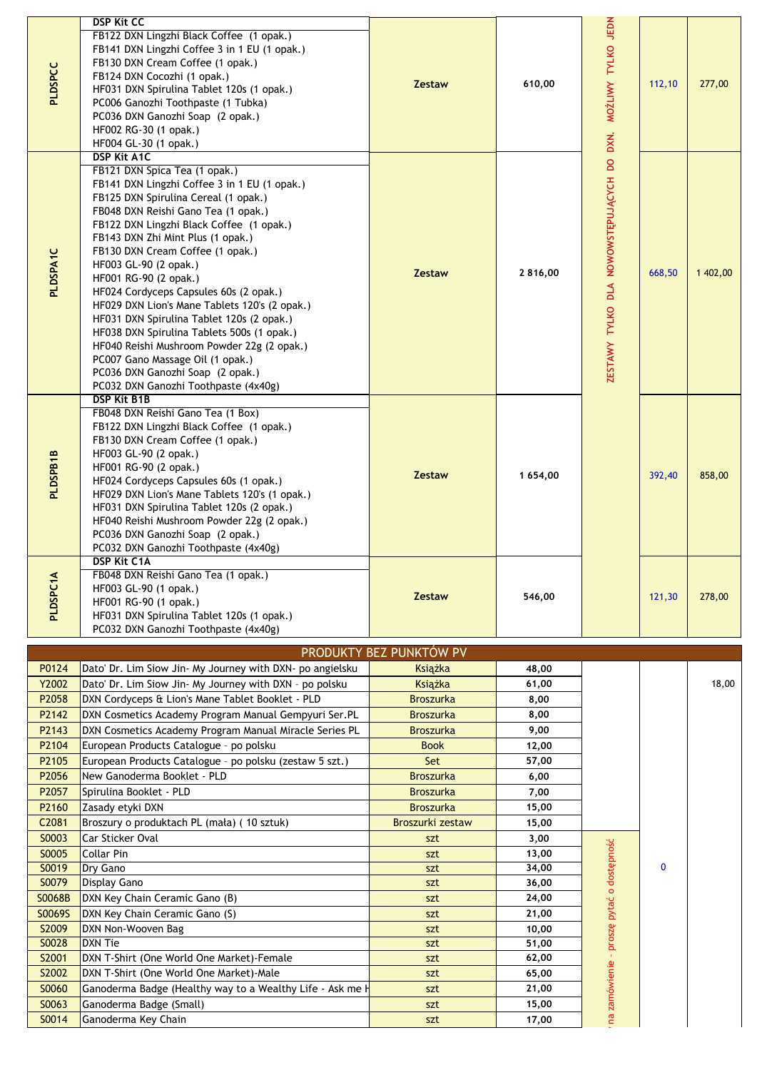| | | | | | | |
|---|---|---|---|---|---|---|
| PLDSPCC | **DSP Kit CC**<br>FB122 DXN Lingzhi Black Coffee (1 opak.)<br>FB141 DXN Lingzhi Coffee 3 in 1 EU (1 opak.)<br>FB130 DXN Cream Coffee (1 opak.)<br>FB124 DXN Cocozhi (1 opak.)<br>HF031 DXN Spirulina Tablet 120s (1 opak.)<br>PC006 Ganozhi Toothpaste (1 Tubka)<br>PC036 DXN Ganozhi Soap (2 opak.)<br>HF002 RG-30 (1 opak.)<br>HF004 GL-30 (1 opak.) | **Zestaw** | **610,00** | ZESTAWY TYLKO DLA NOWOWSTĘPUJĄCYCH DO DXN. MOŻLIWY TYLKO JEDN | 112,10 | 277,00 |
| PLDSPA1C | **DSP Kit A1C**<br>FB121 DXN Spica Tea (1 opak.)<br>FB141 DXN Lingzhi Coffee 3 in 1 EU (1 opak.)<br>FB125 DXN Spirulina Cereal (1 opak.)<br>FB048 DXN Reishi Gano Tea (1 opak.)<br>FB122 DXN Lingzhi Black Coffee (1 opak.)<br>FB143 DXN Zhi Mint Plus (1 opak.)<br>FB130 DXN Cream Coffee (1 opak.)<br>HF003 GL-90 (2 opak.)<br>HF001 RG-90 (2 opak.)<br>HF024 Cordyceps Capsules 60s (2 opak.)<br>HF029 DXN Lion's Mane Tablets 120's (2 opak.)<br>HF031 DXN Spirulina Tablet 120s (2 opak.)<br>HF038 DXN Spirulina Tablets 500s (1 opak.)<br>HF040 Reishi Mushroom Powder 22g (2 opak.)<br>PC007 Gano Massage Oil (1 opak.)<br>PC036 DXN Ganozhi Soap (2 opak.)<br>PC032 DXN Ganozhi Toothpaste (4x40g) | **Zestaw** | **2 816,00** | | 668,50 | 1 402,00 |
| PLDSPB1B | **DSP Kit B1B**<br>FB048 DXN Reishi Gano Tea (1 Box)<br>FB122 DXN Lingzhi Black Coffee (1 opak.)<br>FB130 DXN Cream Coffee (1 opak.)<br>HF003 GL-90 (2 opak.)<br>HF001 RG-90 (2 opak.)<br>HF024 Cordyceps Capsules 60s (1 opak.)<br>HF029 DXN Lion's Mane Tablets 120's (1 opak.)<br>HF031 DXN Spirulina Tablet 120s (2 opak.)<br>HF040 Reishi Mushroom Powder 22g (2 opak.)<br>PC036 DXN Ganozhi Soap (2 opak.)<br>PC032 DXN Ganozhi Toothpaste (4x40g) | **Zestaw** | **1 654,00** | | 392,40 | 858,00 |
| PLDSPC1A | **DSP Kit C1A**<br>FB048 DXN Reishi Gano Tea (1 opak.)<br>HF003 GL-90 (1 opak.)<br>HF001 RG-90 (1 opak.)<br>HF031 DXN Spirulina Tablet 120s (1 opak.)<br>PC032 DXN Ganozhi Toothpaste (4x40g) | **Zestaw** | **546,00** | | 121,30 | 278,00 |

## PRODUKTY BEZ PUNKTÓW PV

| | | | | | | |
|---|---|---|---|---|---|---|
| P0124 | Dato' Dr. Lim Siow Jin- My Journey with DXN- po angielsku | Książka | **48,00** | | 0 | |
| Y2002 | Dato' Dr. Lim Siow Jin- My Journey with DXN - po polsku | Książka | **61,00** | | | 18,00 |
| P2058 | DXN Cordyceps & Lion's Mane Tablet Booklet - PLD | Broszurka | **8,00** | | | |
| P2142 | DXN Cosmetics Academy Program Manual Gempyuri Ser.PL | Broszurka | **8,00** | | | |
| P2143 | DXN Cosmetics Academy Program Manual Miracle Series PL | Broszurka | **9,00** | | | |
| P2104 | European Products Catalogue - po polsku | Book | **12,00** | | | |
| P2105 | European Products Catalogue - po polsku (zestaw 5 szt.) | Set | **57,00** | | | |
| P2056 | New Ganoderma Booklet - PLD | Broszurka | **6,00** | | | |
| P2057 | Spirulina Booklet - PLD | Broszurka | **7,00** | | | |
| P2160 | Zasady etyki DXN | Broszurka | **15,00** | | | |
| C2081 | Broszury o produktach PL (mała) ( 10 sztuk) | Broszurki zestaw | **15,00** | | | |
| S0003 | Car Sticker Oval | szt | **3,00** | na zamówienie - proszę pytać o dostępność | | |
| S0005 | Collar Pin | szt | **13,00** | | | |
| S0019 | Dry Gano | szt | **34,00** | | | |
| S0079 | Display Gano | szt | **36,00** | | | |
| S0068B | DXN Key Chain Ceramic Gano (B) | szt | **24,00** | | | |
| S0069S | DXN Key Chain Ceramic Gano (S) | szt | **21,00** | | | |
| S2009 | DXN Non-Wooven Bag | szt | **10,00** | | | |
| S0028 | DXN Tie | szt | **51,00** | | | |
| S2001 | DXN T-Shirt (One World One Market)-Female | szt | **62,00** | | | |
| S2002 | DXN T-Shirt (One World One Market)-Male | szt | **65,00** | | | |
| S0060 | Ganoderma Badge (Healthy way to a Wealthy Life - Ask me H | szt | **21,00** | | | |
| S0063 | Ganoderma Badge (Small) | szt | **15,00** | | | |
| S0014 | Ganoderma Key Chain | szt | **17,00** | | | |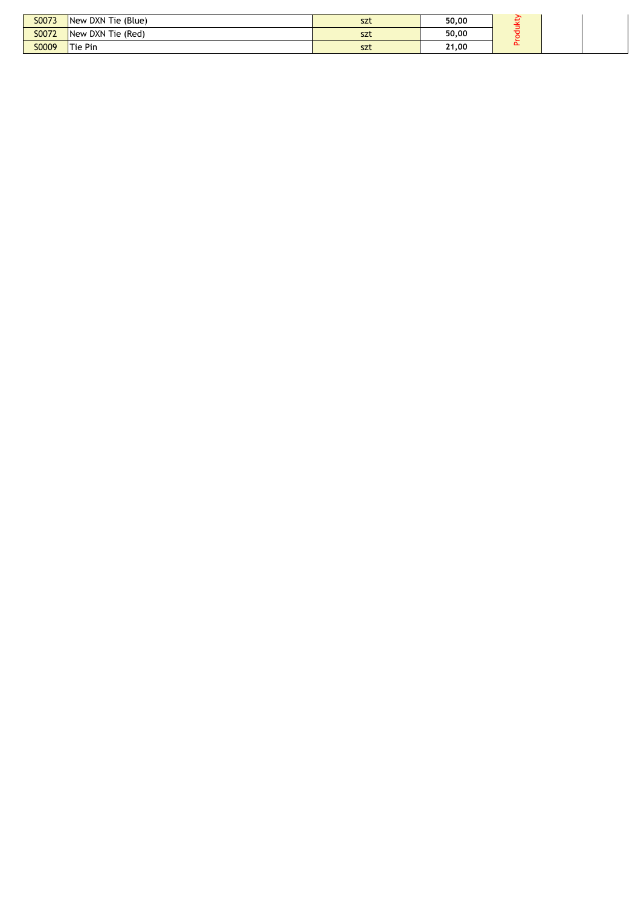| | | | | | | |
|---|---|---|---|---|---|---|
| S0073 | New DXN Tie (Blue) | szt | 50,00 | Produkty | | |
| S0072 | New DXN Tie (Red) | szt | 50,00 | | | |
| S0009 | Tie Pin | szt | 21,00 | | | |